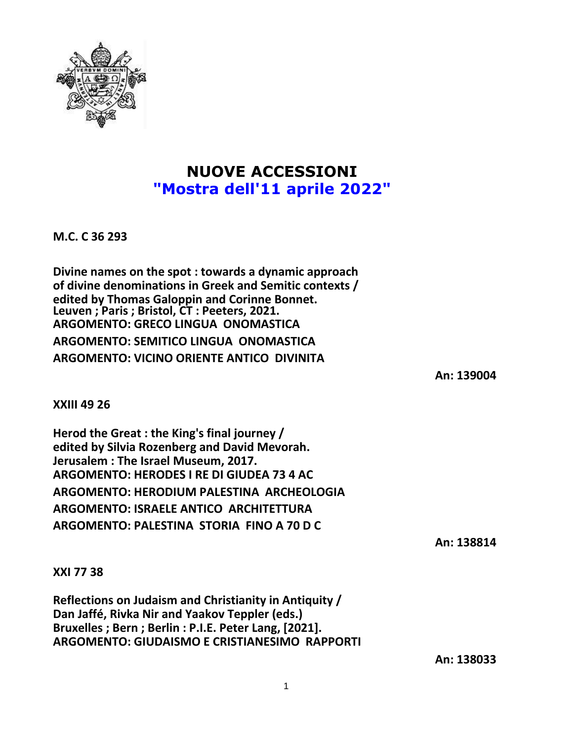# NUOVE ACCESSIONI
## "Mostra dell'11 aprile 2022"

**M.C. C 36 293**

**Divine names on the spot : towards a dynamic approach of divine denominations in Greek and Semitic contexts / edited by Thomas Galoppin and Corinne Bonnet.**
**Leuven ; Paris ; Bristol, CT : Peeters, 2021.**
**ARGOMENTO: GRECO LINGUA ONOMASTICA**
**ARGOMENTO: SEMITICO LINGUA ONOMASTICA**
**ARGOMENTO: VICINO ORIENTE ANTICO DIVINITA**

**An: 139004**

**XXIII 49 26**

**Herod the Great : the King's final journey / edited by Silvia Rozenberg and David Mevorah.**
**Jerusalem : The Israel Museum, 2017.**
**ARGOMENTO: HERODES I RE DI GIUDEA 73 4 AC**
**ARGOMENTO: HERODIUM PALESTINA ARCHEOLOGIA**
**ARGOMENTO: ISRAELE ANTICO ARCHITETTURA**
**ARGOMENTO: PALESTINA STORIA FINO A 70 D C**

**An: 138814**

**XXI 77 38**

**Reflections on Judaism and Christianity in Antiquity / Dan Jaffé, Rivka Nir and Yaakov Teppler (eds.)**
**Bruxelles ; Bern ; Berlin : P.I.E. Peter Lang, [2021].**
**ARGOMENTO: GIUDAISMO E CRISTIANESIMO RAPPORTI**

**An: 138033**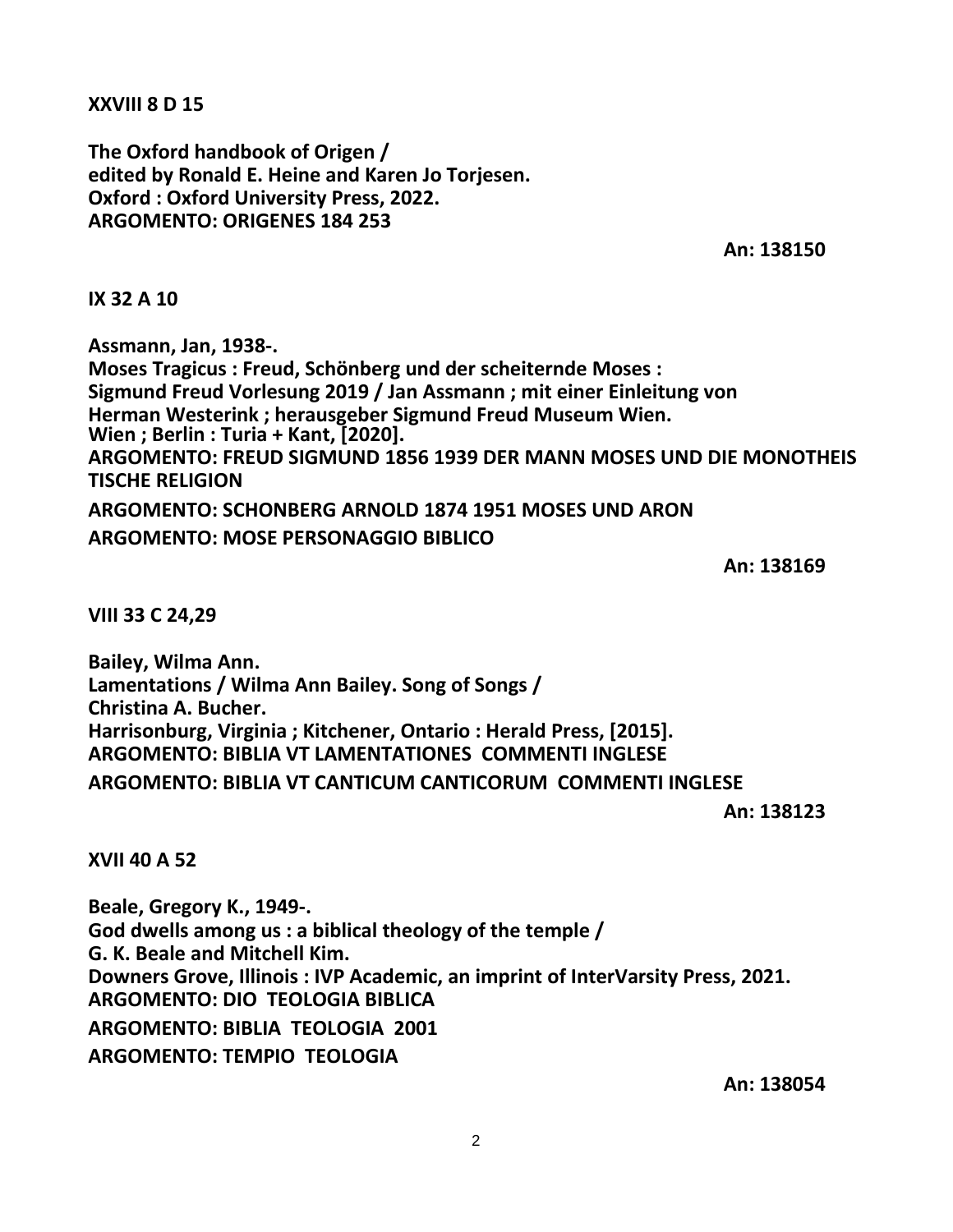**XXVIII 8 D 15**

**The Oxford handbook of Origen /**
**edited by Ronald E. Heine and Karen Jo Torjesen.**
**Oxford : Oxford University Press, 2022.**
**ARGOMENTO: ORIGENES 184 253**

**An: 138150**

**IX 32 A 10**

**Assmann, Jan, 1938-.**
**Moses Tragicus : Freud, Schönberg und der scheiternde Moses :**
**Sigmund Freud Vorlesung 2019 / Jan Assmann ; mit einer Einleitung von**
**Herman Westerink ; herausgeber Sigmund Freud Museum Wien.**
**Wien ; Berlin : Turia + Kant, [2020].**
**ARGOMENTO: FREUD SIGMUND 1856 1939 DER MANN MOSES UND DIE MONOTHEIS TISCHE RELIGION**
**ARGOMENTO: SCHONBERG ARNOLD 1874 1951 MOSES UND ARON**
**ARGOMENTO: MOSE PERSONAGGIO BIBLICO**

**An: 138169**

**VIII 33 C 24,29**

**Bailey, Wilma Ann.**
**Lamentations / Wilma Ann Bailey. Song of Songs /**
**Christina A. Bucher.**
**Harrisonburg, Virginia ; Kitchener, Ontario : Herald Press, [2015].**
**ARGOMENTO: BIBLIA VT LAMENTATIONES COMMENTI INGLESE**
**ARGOMENTO: BIBLIA VT CANTICUM CANTICORUM COMMENTI INGLESE**

**An: 138123**

**XVII 40 A 52**

**Beale, Gregory K., 1949-.**
**God dwells among us : a biblical theology of the temple /**
**G. K. Beale and Mitchell Kim.**
**Downers Grove, Illinois : IVP Academic, an imprint of InterVarsity Press, 2021.**
**ARGOMENTO: DIO TEOLOGIA BIBLICA**
**ARGOMENTO: BIBLIA TEOLOGIA 2001**
**ARGOMENTO: TEMPIO TEOLOGIA**

**An: 138054**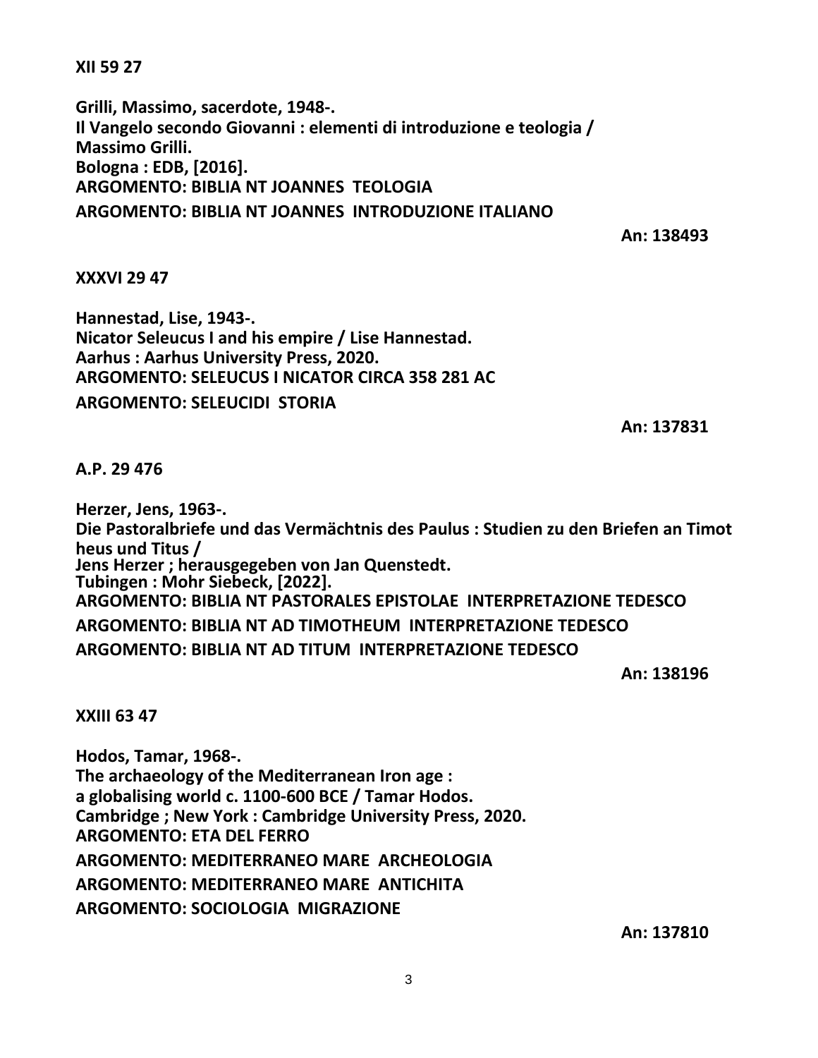**XII 59 27**

**Grilli, Massimo, sacerdote, 1948-.**
**Il Vangelo secondo Giovanni : elementi di introduzione e teologia /**
**Massimo Grilli.**
**Bologna : EDB, [2016].**
**ARGOMENTO: BIBLIA NT JOANNES TEOLOGIA**
**ARGOMENTO: BIBLIA NT JOANNES INTRODUZIONE ITALIANO**

**An: 138493**

**XXXVI 29 47**

**Hannestad, Lise, 1943-.**
**Nicator Seleucus I and his empire / Lise Hannestad.**
**Aarhus : Aarhus University Press, 2020.**
**ARGOMENTO: SELEUCUS I NICATOR CIRCA 358 281 AC**
**ARGOMENTO: SELEUCIDI STORIA**

**An: 137831**

**A.P. 29 476**

**Herzer, Jens, 1963-.**
**Die Pastoralbriefe und das Vermächtnis des Paulus : Studien zu den Briefen an Timot heus und Titus /**
**Jens Herzer ; herausgegeben von Jan Quenstedt.**
**Tubingen : Mohr Siebeck, [2022].**
**ARGOMENTO: BIBLIA NT PASTORALES EPISTOLAE INTERPRETAZIONE TEDESCO**
**ARGOMENTO: BIBLIA NT AD TIMOTHEUM INTERPRETAZIONE TEDESCO**
**ARGOMENTO: BIBLIA NT AD TITUM INTERPRETAZIONE TEDESCO**

**An: 138196**

**XXIII 63 47**

**Hodos, Tamar, 1968-.**
**The archaeology of the Mediterranean Iron age :**
**a globalising world c. 1100-600 BCE / Tamar Hodos.**
**Cambridge ; New York : Cambridge University Press, 2020.**
**ARGOMENTO: ETA DEL FERRO**
**ARGOMENTO: MEDITERRANEO MARE ARCHEOLOGIA**
**ARGOMENTO: MEDITERRANEO MARE ANTICHITA**
**ARGOMENTO: SOCIOLOGIA MIGRAZIONE**

**An: 137810**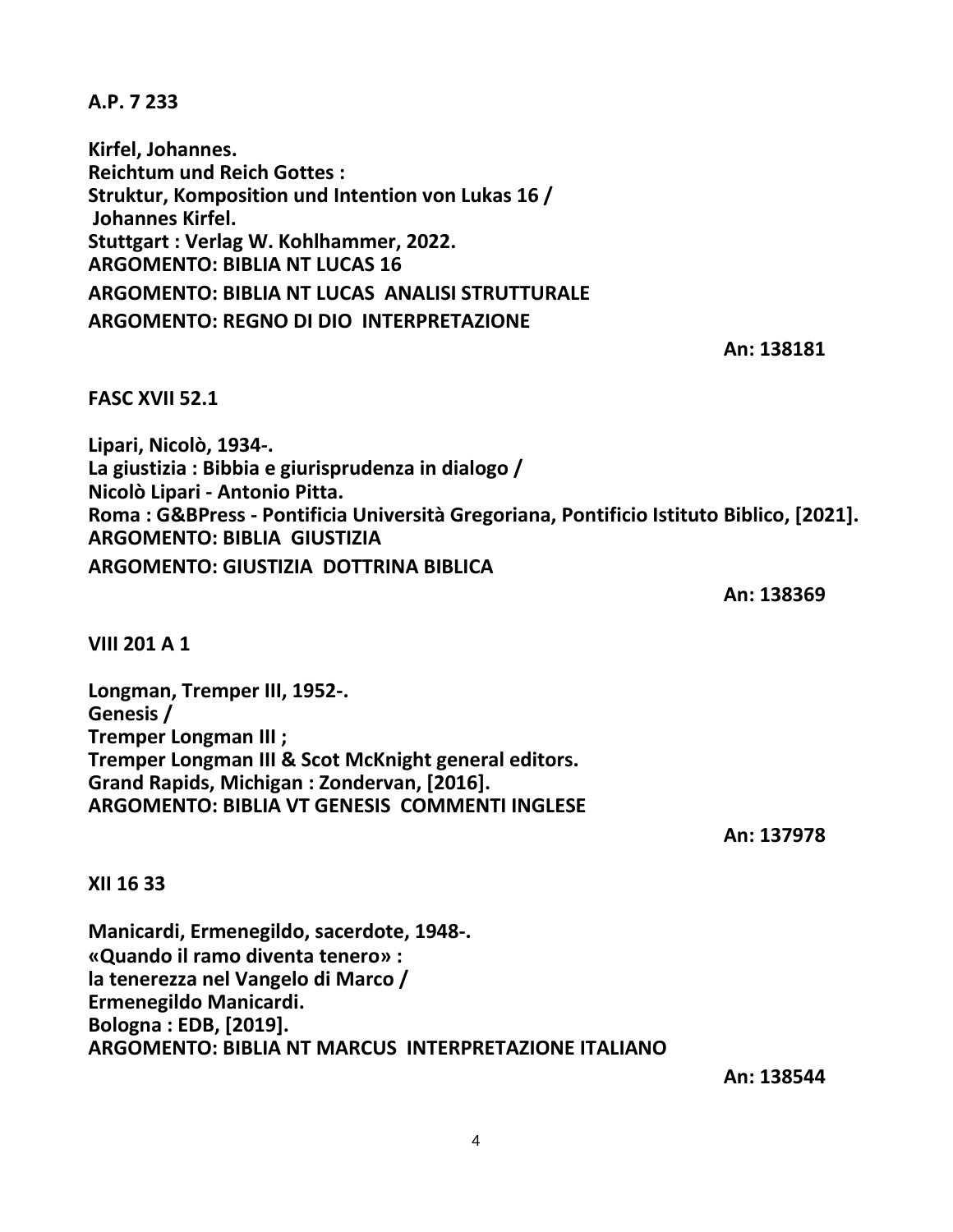**A.P. 7 233**

**Kirfel, Johannes.**
**Reichtum und Reich Gottes :**
**Struktur, Komposition und Intention von Lukas 16 /**
**Johannes Kirfel.**
**Stuttgart : Verlag W. Kohlhammer, 2022.**
**ARGOMENTO: BIBLIA NT LUCAS 16**
**ARGOMENTO: BIBLIA NT LUCAS ANALISI STRUTTURALE**
**ARGOMENTO: REGNO DI DIO INTERPRETAZIONE**

**An: 138181**

**FASC XVII 52.1**

**Lipari, Nicolò, 1934-.**
**La giustizia : Bibbia e giurisprudenza in dialogo /**
**Nicolò Lipari - Antonio Pitta.**
**Roma : G&BPress - Pontificia Università Gregoriana, Pontificio Istituto Biblico, [2021].**
**ARGOMENTO: BIBLIA GIUSTIZIA**
**ARGOMENTO: GIUSTIZIA DOTTRINA BIBLICA**

**An: 138369**

**VIII 201 A 1**

**Longman, Tremper III, 1952-.**
**Genesis /**
**Tremper Longman III ;**
**Tremper Longman III & Scot McKnight general editors.**
**Grand Rapids, Michigan : Zondervan, [2016].**
**ARGOMENTO: BIBLIA VT GENESIS COMMENTI INGLESE**

**An: 137978**

**XII 16 33**

**Manicardi, Ermenegildo, sacerdote, 1948-.**
**«Quando il ramo diventa tenero» :**
**la tenerezza nel Vangelo di Marco /**
**Ermenegildo Manicardi.**
**Bologna : EDB, [2019].**
**ARGOMENTO: BIBLIA NT MARCUS INTERPRETAZIONE ITALIANO**

**An: 138544**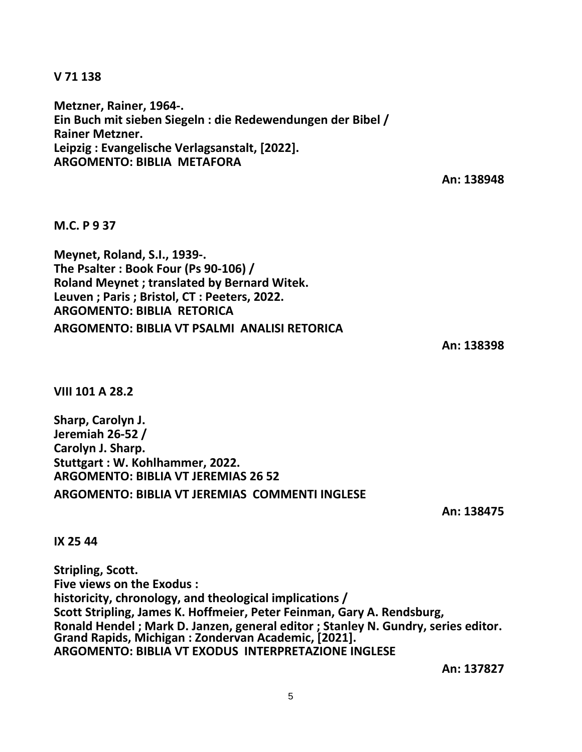**V 71 138**

**Metzner, Rainer, 1964-.**
**Ein Buch mit sieben Siegeln : die Redewendungen der Bibel /**
**Rainer Metzner.**
**Leipzig : Evangelische Verlagsanstalt, [2022].**
**ARGOMENTO: BIBLIA METAFORA**

**An: 138948**

**M.C. P 9 37**

**Meynet, Roland, S.I., 1939-.**
**The Psalter : Book Four (Ps 90-106) /**
**Roland Meynet ; translated by Bernard Witek.**
**Leuven ; Paris ; Bristol, CT : Peeters, 2022.**
**ARGOMENTO: BIBLIA RETORICA**
**ARGOMENTO: BIBLIA VT PSALMI ANALISI RETORICA**

**An: 138398**

**VIII 101 A 28.2**

**Sharp, Carolyn J.**
**Jeremiah 26-52 /**
**Carolyn J. Sharp.**
**Stuttgart : W. Kohlhammer, 2022.**
**ARGOMENTO: BIBLIA VT JEREMIAS 26 52**
**ARGOMENTO: BIBLIA VT JEREMIAS COMMENTI INGLESE**

**An: 138475**

**IX 25 44**

**Stripling, Scott.**
**Five views on the Exodus :**
**historicity, chronology, and theological implications /**
**Scott Stripling, James K. Hoffmeier, Peter Feinman, Gary A. Rendsburg,**
**Ronald Hendel ; Mark D. Janzen, general editor ; Stanley N. Gundry, series editor.**
**Grand Rapids, Michigan : Zondervan Academic, [2021].**
**ARGOMENTO: BIBLIA VT EXODUS INTERPRETAZIONE INGLESE**

**An: 137827**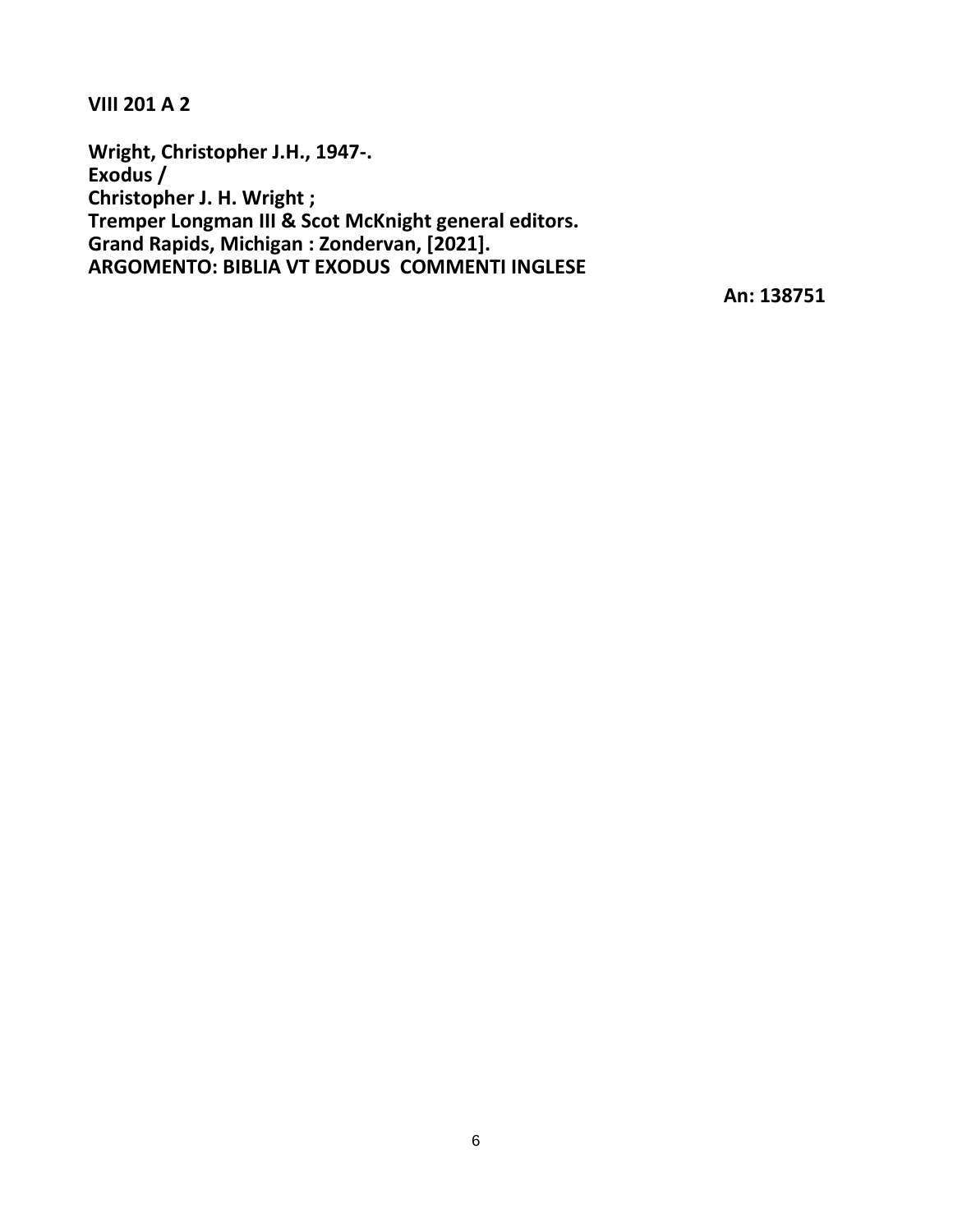**VIII 201 A 2**

**Wright, Christopher J.H., 1947-.**
**Exodus /**
**Christopher J. H. Wright ;**
**Tremper Longman III & Scot McKnight general editors.**
**Grand Rapids, Michigan : Zondervan, [2021].**
**ARGOMENTO: BIBLIA VT EXODUS COMMENTI INGLESE**

**An: 138751**